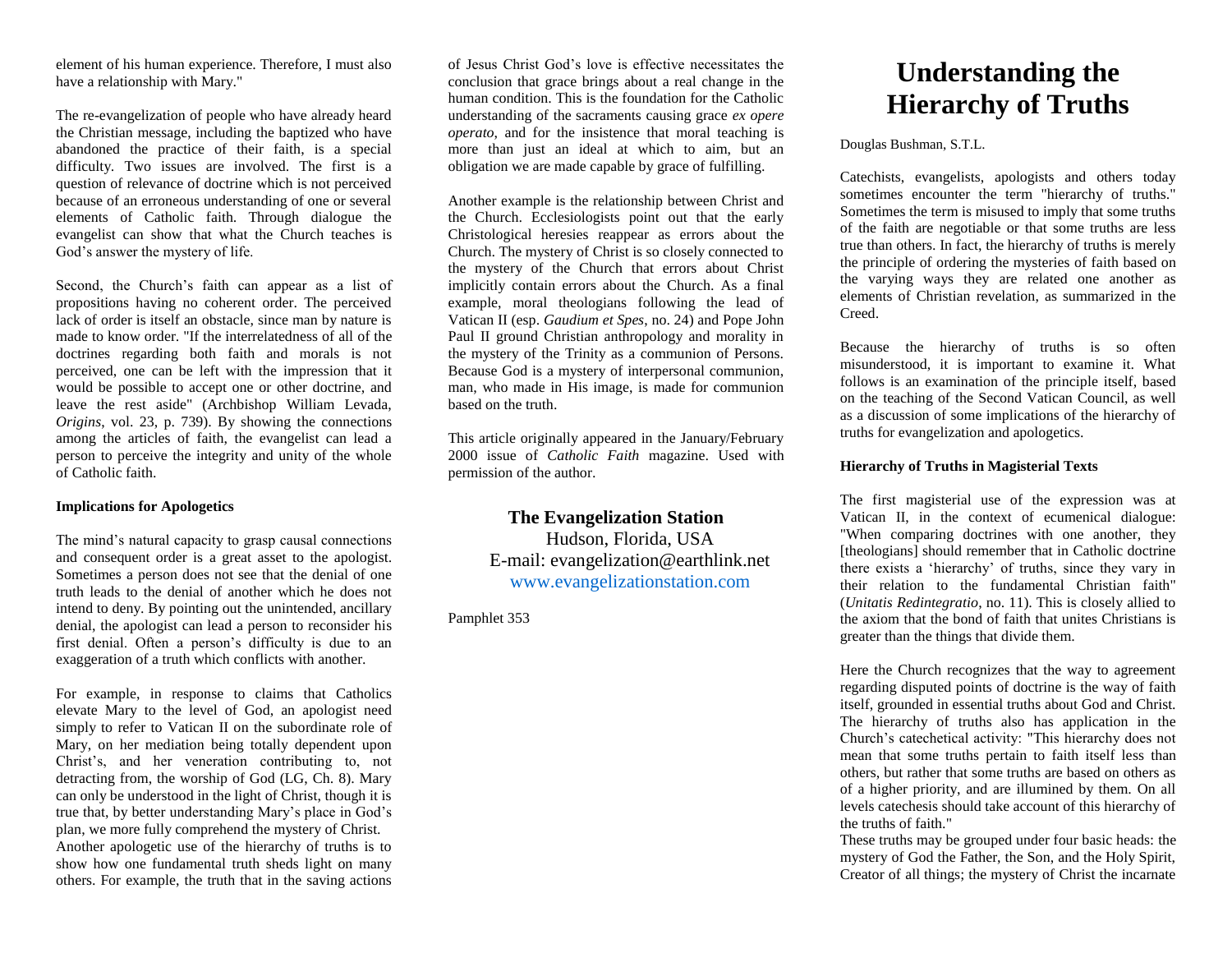element of his human experience. Therefore, I must also have a relationship with Mary."

The re-evangelization of people who have already heard the Christian message, including the baptized who have abandoned the practice of their faith, is a special difficulty. Two issues are involved. The first is a question of relevance of doctrine which is not perceived because of an erroneous understanding of one or several elements of Catholic faith. Through dialogue the evangelist can show that what the Church teaches is God's answer the mystery of life.

Second, the Church's faith can appear as a list of propositions having no coherent order. The perceived lack of order is itself an obstacle, since man by nature is made to know order. "If the interrelatedness of all of the doctrines regarding both faith and morals is not perceived, one can be left with the impression that it would be possible to accept one or other doctrine, and leave the rest aside" (Archbishop William Levada, *Origins*, vol. 23, p. 739). By showing the connections among the articles of faith, the evangelist can lead a person to perceive the integrity and unity of the whole of Catholic faith.

**Implications for Apologetics**

The mind's natural capacity to grasp causal connections and consequent order is a great asset to the apologist. Sometimes a person does not see that the denial of one truth leads to the denial of another which he does not intend to deny. By pointing out the unintended, ancillary denial, the apologist can lead a person to reconsider his first denial. Often a person's difficulty is due to an exaggeration of a truth which conflicts with another.

For example, in response to claims that Catholics elevate Mary to the level of God, an apologist need simply to refer to Vatican II on the subordinate role of Mary, on her mediation being totally dependent upon Christ's, and her veneration contributing to, not detracting from, the worship of God (LG, Ch. 8). Mary can only be understood in the light of Christ, though it is true that, by better understanding Mary's place in God's plan, we more fully comprehend the mystery of Christ.
Another apologetic use of the hierarchy of truths is to show how one fundamental truth sheds light on many others. For example, the truth that in the saving actions of Jesus Christ God's love is effective necessitates the conclusion that grace brings about a real change in the human condition. This is the foundation for the Catholic understanding of the sacraments causing grace *ex opere operato*, and for the insistence that moral teaching is more than just an ideal at which to aim, but an obligation we are made capable by grace of fulfilling.

Another example is the relationship between Christ and the Church. Ecclesiologists point out that the early Christological heresies reappear as errors about the Church. The mystery of Christ is so closely connected to the mystery of the Church that errors about Christ implicitly contain errors about the Church. As a final example, moral theologians following the lead of Vatican II (esp. *Gaudium et Spes*, no. 24) and Pope John Paul II ground Christian anthropology and morality in the mystery of the Trinity as a communion of Persons. Because God is a mystery of interpersonal communion, man, who made in His image, is made for communion based on the truth.

This article originally appeared in the January/February 2000 issue of *Catholic Faith* magazine. Used with permission of the author.

**The Evangelization Station**
Hudson, Florida, USA
E-mail: evangelization@earthlink.net
www.evangelizationstation.com

Pamphlet 353

# Understanding the Hierarchy of Truths

Douglas Bushman, S.T.L.

Catechists, evangelists, apologists and others today sometimes encounter the term "hierarchy of truths." Sometimes the term is misused to imply that some truths of the faith are negotiable or that some truths are less true than others. In fact, the hierarchy of truths is merely the principle of ordering the mysteries of faith based on the varying ways they are related one another as elements of Christian revelation, as summarized in the Creed.

Because the hierarchy of truths is so often misunderstood, it is important to examine it. What follows is an examination of the principle itself, based on the teaching of the Second Vatican Council, as well as a discussion of some implications of the hierarchy of truths for evangelization and apologetics.

**Hierarchy of Truths in Magisterial Texts**

The first magisterial use of the expression was at Vatican II, in the context of ecumenical dialogue: "When comparing doctrines with one another, they [theologians] should remember that in Catholic doctrine there exists a 'hierarchy' of truths, since they vary in their relation to the fundamental Christian faith" (*Unitatis Redintegratio*, no. 11). This is closely allied to the axiom that the bond of faith that unites Christians is greater than the things that divide them.

Here the Church recognizes that the way to agreement regarding disputed points of doctrine is the way of faith itself, grounded in essential truths about God and Christ. The hierarchy of truths also has application in the Church's catechetical activity: "This hierarchy does not mean that some truths pertain to faith itself less than others, but rather that some truths are based on others as of a higher priority, and are illumined by them. On all levels catechesis should take account of this hierarchy of the truths of faith."
These truths may be grouped under four basic heads: the mystery of God the Father, the Son, and the Holy Spirit, Creator of all things; the mystery of Christ the incarnate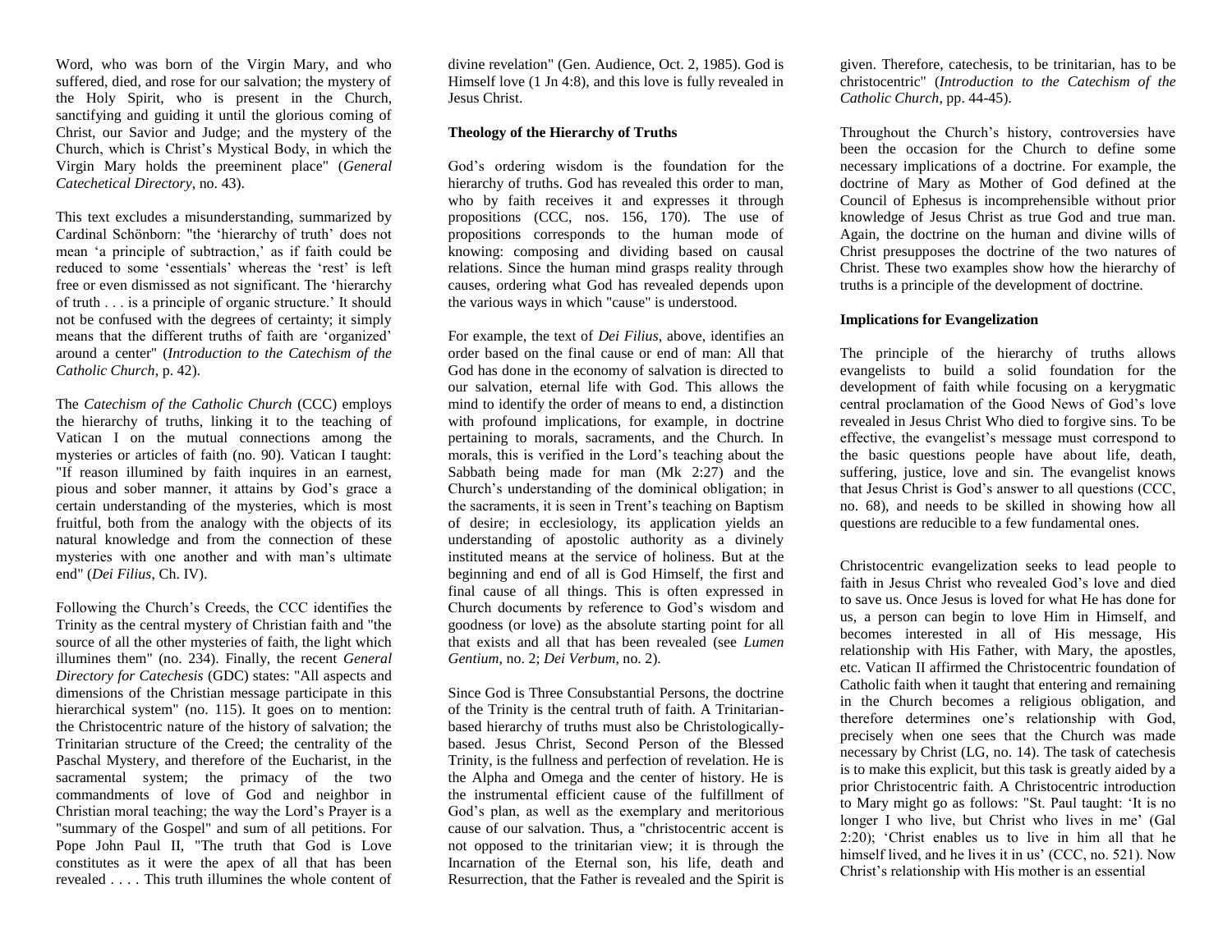Word, who was born of the Virgin Mary, and who suffered, died, and rose for our salvation; the mystery of the Holy Spirit, who is present in the Church, sanctifying and guiding it until the glorious coming of Christ, our Savior and Judge; and the mystery of the Church, which is Christ's Mystical Body, in which the Virgin Mary holds the preeminent place" (*General Catechetical Directory*, no. 43).

This text excludes a misunderstanding, summarized by Cardinal Schönborn: "the 'hierarchy of truth' does not mean 'a principle of subtraction,' as if faith could be reduced to some 'essentials' whereas the 'rest' is left free or even dismissed as not significant. The 'hierarchy of truth . . . is a principle of organic structure.' It should not be confused with the degrees of certainty; it simply means that the different truths of faith are 'organized' around a center" (*Introduction to the Catechism of the Catholic Church*, p. 42).

The *Catechism of the Catholic Church* (CCC) employs the hierarchy of truths, linking it to the teaching of Vatican I on the mutual connections among the mysteries or articles of faith (no. 90). Vatican I taught: "If reason illumined by faith inquires in an earnest, pious and sober manner, it attains by God's grace a certain understanding of the mysteries, which is most fruitful, both from the analogy with the objects of its natural knowledge and from the connection of these mysteries with one another and with man's ultimate end" (*Dei Filius*, Ch. IV).

Following the Church's Creeds, the CCC identifies the Trinity as the central mystery of Christian faith and "the source of all the other mysteries of faith, the light which illumines them" (no. 234). Finally, the recent *General Directory for Catechesis* (GDC) states: "All aspects and dimensions of the Christian message participate in this hierarchical system" (no. 115). It goes on to mention: the Christocentric nature of the history of salvation; the Trinitarian structure of the Creed; the centrality of the Paschal Mystery, and therefore of the Eucharist, in the sacramental system; the primacy of the two commandments of love of God and neighbor in Christian moral teaching; the way the Lord's Prayer is a "summary of the Gospel" and sum of all petitions. For Pope John Paul II, "The truth that God is Love constitutes as it were the apex of all that has been revealed . . . . This truth illumines the whole content of divine revelation" (Gen. Audience, Oct. 2, 1985). God is Himself love (1 Jn 4:8), and this love is fully revealed in Jesus Christ.

**Theology of the Hierarchy of Truths**

God's ordering wisdom is the foundation for the hierarchy of truths. God has revealed this order to man, who by faith receives it and expresses it through propositions (CCC, nos. 156, 170). The use of propositions corresponds to the human mode of knowing: composing and dividing based on causal relations. Since the human mind grasps reality through causes, ordering what God has revealed depends upon the various ways in which "cause" is understood.

For example, the text of *Dei Filius*, above, identifies an order based on the final cause or end of man: All that God has done in the economy of salvation is directed to our salvation, eternal life with God. This allows the mind to identify the order of means to end, a distinction with profound implications, for example, in doctrine pertaining to morals, sacraments, and the Church. In morals, this is verified in the Lord's teaching about the Sabbath being made for man (Mk 2:27) and the Church's understanding of the dominical obligation; in the sacraments, it is seen in Trent's teaching on Baptism of desire; in ecclesiology, its application yields an understanding of apostolic authority as a divinely instituted means at the service of holiness. But at the beginning and end of all is God Himself, the first and final cause of all things. This is often expressed in Church documents by reference to God's wisdom and goodness (or love) as the absolute starting point for all that exists and all that has been revealed (see *Lumen Gentium*, no. 2; *Dei Verbum*, no. 2).

Since God is Three Consubstantial Persons, the doctrine of the Trinity is the central truth of faith. A Trinitarian-based hierarchy of truths must also be Christologically-based. Jesus Christ, Second Person of the Blessed Trinity, is the fullness and perfection of revelation. He is the Alpha and Omega and the center of history. He is the instrumental efficient cause of the fulfillment of God's plan, as well as the exemplary and meritorious cause of our salvation. Thus, a "christocentric accent is not opposed to the trinitarian view; it is through the Incarnation of the Eternal son, his life, death and Resurrection, that the Father is revealed and the Spirit is given. Therefore, catechesis, to be trinitarian, has to be christocentric" (*Introduction to the Catechism of the Catholic Church*, pp. 44-45).

Throughout the Church's history, controversies have been the occasion for the Church to define some necessary implications of a doctrine. For example, the doctrine of Mary as Mother of God defined at the Council of Ephesus is incomprehensible without prior knowledge of Jesus Christ as true God and true man. Again, the doctrine on the human and divine wills of Christ presupposes the doctrine of the two natures of Christ. These two examples show how the hierarchy of truths is a principle of the development of doctrine.

**Implications for Evangelization**

The principle of the hierarchy of truths allows evangelists to build a solid foundation for the development of faith while focusing on a kerygmatic central proclamation of the Good News of God's love revealed in Jesus Christ Who died to forgive sins. To be effective, the evangelist's message must correspond to the basic questions people have about life, death, suffering, justice, love and sin. The evangelist knows that Jesus Christ is God's answer to all questions (CCC, no. 68), and needs to be skilled in showing how all questions are reducible to a few fundamental ones.

Christocentric evangelization seeks to lead people to faith in Jesus Christ who revealed God's love and died to save us. Once Jesus is loved for what He has done for us, a person can begin to love Him in Himself, and becomes interested in all of His message, His relationship with His Father, with Mary, the apostles, etc. Vatican II affirmed the Christocentric foundation of Catholic faith when it taught that entering and remaining in the Church becomes a religious obligation, and therefore determines one's relationship with God, precisely when one sees that the Church was made necessary by Christ (LG, no. 14). The task of catechesis is to make this explicit, but this task is greatly aided by a prior Christocentric faith. A Christocentric introduction to Mary might go as follows: "St. Paul taught: 'It is no longer I who live, but Christ who lives in me' (Gal 2:20); 'Christ enables us to live in him all that he himself lived, and he lives it in us' (CCC, no. 521). Now Christ's relationship with His mother is an essential